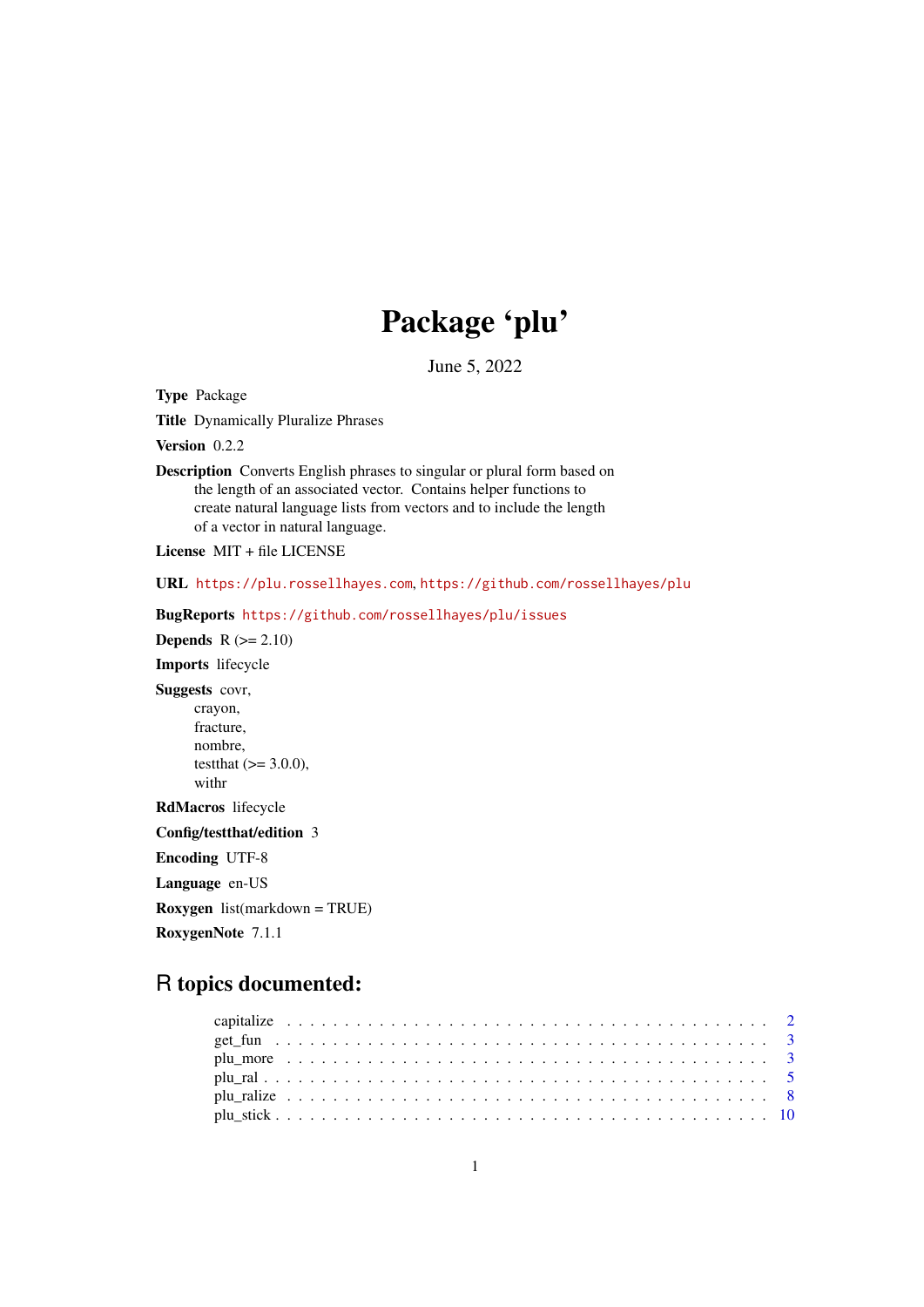# Package 'plu'

June 5, 2022

**Type** Package

**Title** Dynamically Pluralize Phrases

**Version** 0.2.2

**Description** Converts English phrases to singular or plural form based on the length of an associated vector. Contains helper functions to create natural language lists from vectors and to include the length of a vector in natural language.

**License** MIT + file LICENSE

**URL** https://plu.rossellhayes.com, https://github.com/rossellhayes/plu

**BugReports** https://github.com/rossellhayes/plu/issues

**Depends** R (>= 2.10)

**Imports** lifecycle

**Suggests** covr,
crayon,
fracture,
nombre,
testthat (>= 3.0.0),
withr

**RdMacros** lifecycle

**Config/testthat/edition** 3

**Encoding** UTF-8

**Language** en-US

**Roxygen** list(markdown = TRUE)

**RoxygenNote** 7.1.1

## R topics documented:

| | |
|---|---|
| capitalize | 2 |
| get_fun | 3 |
| plu_more | 3 |
| plu_ral | 5 |
| plu_ralize | 8 |
| plu_stick | 10 |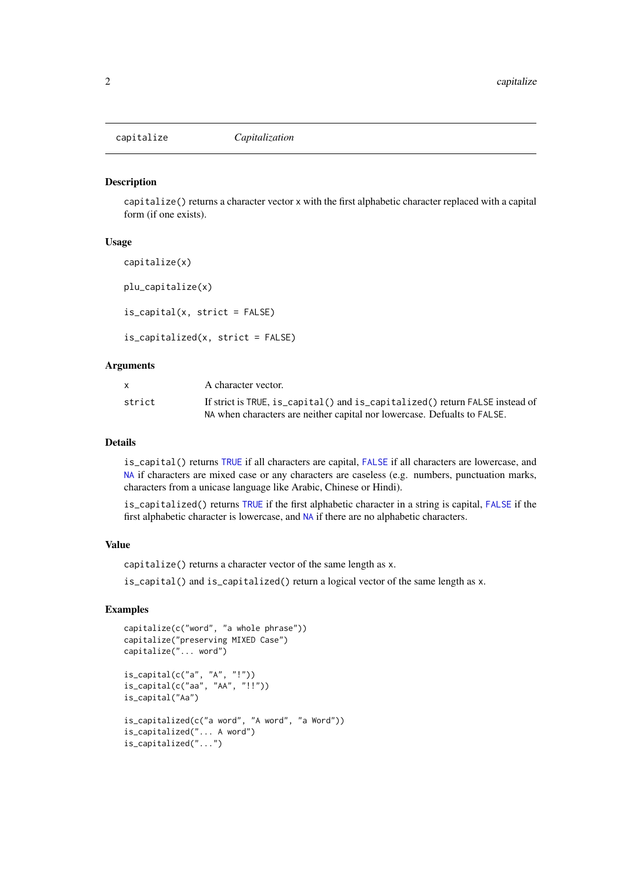# capitalize — *Capitalization*

### Description

`capitalize()` returns a character vector `x` with the first alphabetic character replaced with a capital form (if one exists).

### Usage

```
capitalize(x)

plu_capitalize(x)

is_capital(x, strict = FALSE)

is_capitalized(x, strict = FALSE)
```

### Arguments

| | |
|---|---|
| `x` | A character vector. |
| `strict` | If strict is `TRUE`, `is_capital()` and `is_capitalized()` return `FALSE` instead of `NA` when characters are neither capital nor lowercase. Defualts to `FALSE`. |

### Details

`is_capital()` returns `TRUE` if all characters are capital, `FALSE` if all characters are lowercase, and `NA` if characters are mixed case or any characters are caseless (e.g. numbers, punctuation marks, characters from a unicase language like Arabic, Chinese or Hindi).

`is_capitalized()` returns `TRUE` if the first alphabetic character in a string is capital, `FALSE` if the first alphabetic character is lowercase, and `NA` if there are no alphabetic characters.

### Value

`capitalize()` returns a character vector of the same length as `x`.

`is_capital()` and `is_capitalized()` return a logical vector of the same length as `x`.

### Examples

```
capitalize(c("word", "a whole phrase"))
capitalize("preserving MIXED Case")
capitalize("... word")

is_capital(c("a", "A", "!"))
is_capital(c("aa", "AA", "!!"))
is_capital("Aa")

is_capitalized(c("a word", "A word", "a Word"))
is_capitalized("... A word")
is_capitalized("...")
```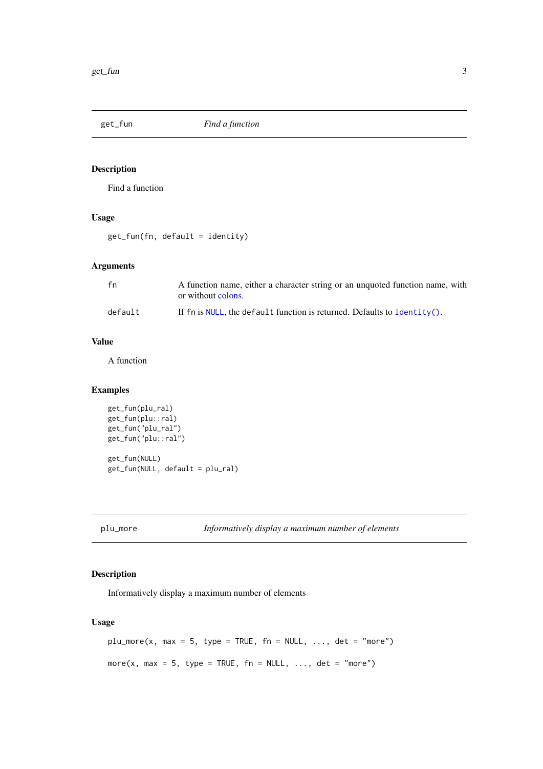## get_fun — *Find a function*

### Description

Find a function

### Usage

```
get_fun(fn, default = identity)
```

### Arguments

| | |
|---|---|
| fn | A function name, either a character string or an unquoted function name, with or without colons. |
| default | If `fn` is `NULL`, the `default` function is returned. Defaults to `identity()`. |

### Value

A function

### Examples

```
get_fun(plu_ral)
get_fun(plu::ral)
get_fun("plu_ral")
get_fun("plu::ral")

get_fun(NULL)
get_fun(NULL, default = plu_ral)
```

## plu_more — *Informatively display a maximum number of elements*

### Description

Informatively display a maximum number of elements

### Usage

```
plu_more(x, max = 5, type = TRUE, fn = NULL, ..., det = "more")

more(x, max = 5, type = TRUE, fn = NULL, ..., det = "more")
```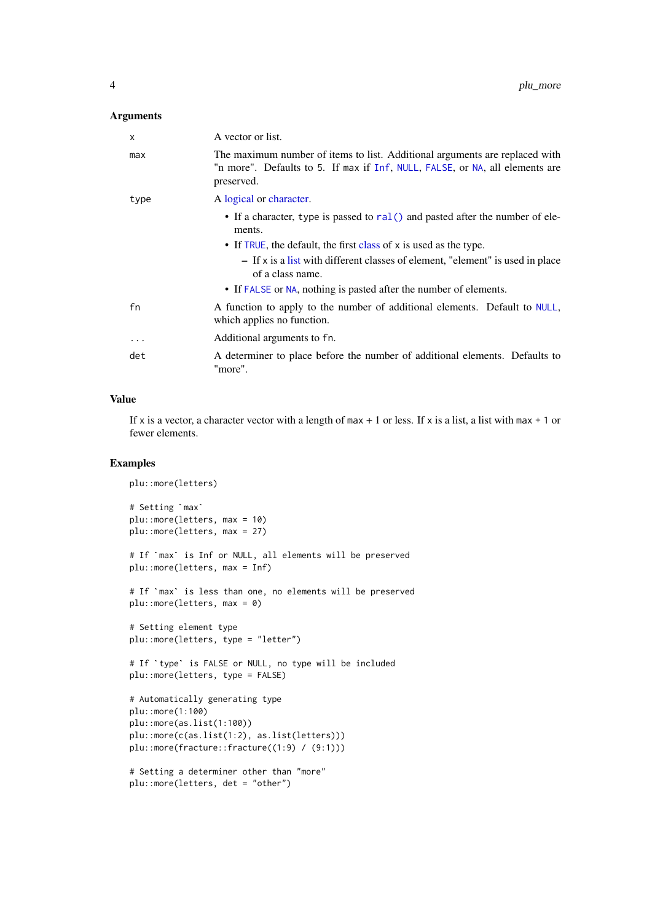### Arguments

| | |
|---|---|
| `x` | A vector or list. |
| `max` | The maximum number of items to list. Additional arguments are replaced with "n more". Defaults to 5. If `max` if `Inf`, `NULL`, `FALSE`, or `NA`, all elements are preserved. |
| `type` | A logical or character.<br>• If a character, `type` is passed to `ral()` and pasted after the number of elements.<br>• If `TRUE`, the default, the first class of `x` is used as the type.<br>  – If `x` is a list with different classes of element, "element" is used in place of a class name.<br>• If `FALSE` or `NA`, nothing is pasted after the number of elements. |
| `fn` | A function to apply to the number of additional elements. Default to `NULL`, which applies no function. |
| `...` | Additional arguments to `fn`. |
| `det` | A determiner to place before the number of additional elements. Defaults to "more". |

### Value

If `x` is a vector, a character vector with a length of `max` + 1 or less. If `x` is a list, a list with `max` + 1 or fewer elements.

### Examples

```
plu::more(letters)

# Setting `max`
plu::more(letters, max = 10)
plu::more(letters, max = 27)

# If `max` is Inf or NULL, all elements will be preserved
plu::more(letters, max = Inf)

# If `max` is less than one, no elements will be preserved
plu::more(letters, max = 0)

# Setting element type
plu::more(letters, type = "letter")

# If `type` is FALSE or NULL, no type will be included
plu::more(letters, type = FALSE)

# Automatically generating type
plu::more(1:100)
plu::more(as.list(1:100))
plu::more(c(as.list(1:2), as.list(letters)))
plu::more(fracture::fracture((1:9) / (9:1)))

# Setting a determiner other than "more"
plu::more(letters, det = "other")
```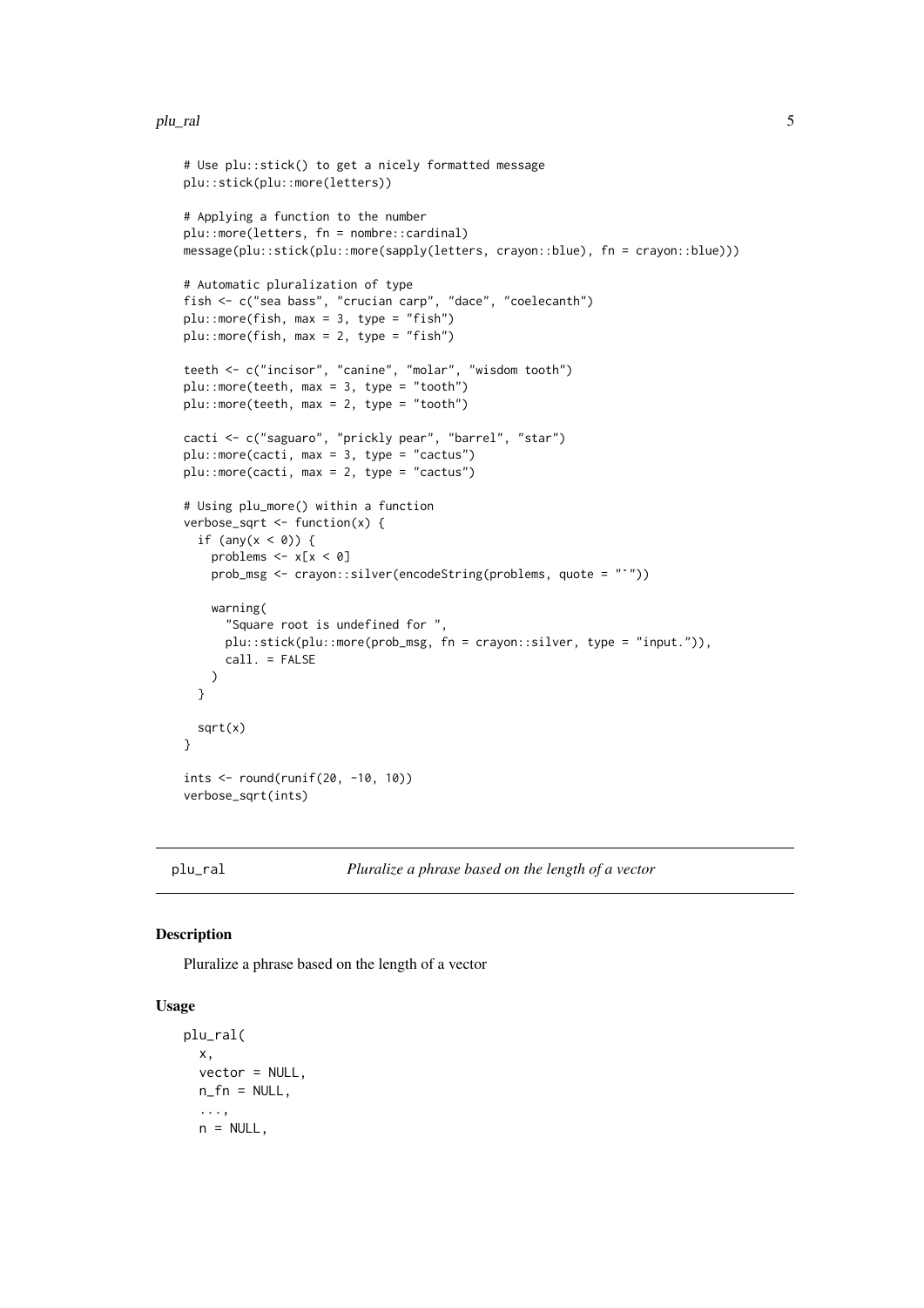```
# Use plu::stick() to get a nicely formatted message
plu::stick(plu::more(letters))

# Applying a function to the number
plu::more(letters, fn = nombre::cardinal)
message(plu::stick(plu::more(sapply(letters, crayon::blue), fn = crayon::blue)))

# Automatic pluralization of type
fish <- c("sea bass", "crucian carp", "dace", "coelecanth")
plu::more(fish, max = 3, type = "fish")
plu::more(fish, max = 2, type = "fish")

teeth <- c("incisor", "canine", "molar", "wisdom tooth")
plu::more(teeth, max = 3, type = "tooth")
plu::more(teeth, max = 2, type = "tooth")

cacti <- c("saguaro", "prickly pear", "barrel", "star")
plu::more(cacti, max = 3, type = "cactus")
plu::more(cacti, max = 2, type = "cactus")

# Using plu_more() within a function
verbose_sqrt <- function(x) {
  if (any(x < 0)) {
    problems <- x[x < 0]
    prob_msg <- crayon::silver(encodeString(problems, quote = "`"))

    warning(
      "Square root is undefined for ",
      plu::stick(plu::more(prob_msg, fn = crayon::silver, type = "input.")),
      call. = FALSE
    )
  }

  sqrt(x)
}

ints <- round(runif(20, -10, 10))
verbose_sqrt(ints)
```

## plu_ral — *Pluralize a phrase based on the length of a vector*

### Description

Pluralize a phrase based on the length of a vector

### Usage

```
plu_ral(
  x,
  vector = NULL,
  n_fn = NULL,
  ...,
  n = NULL,
```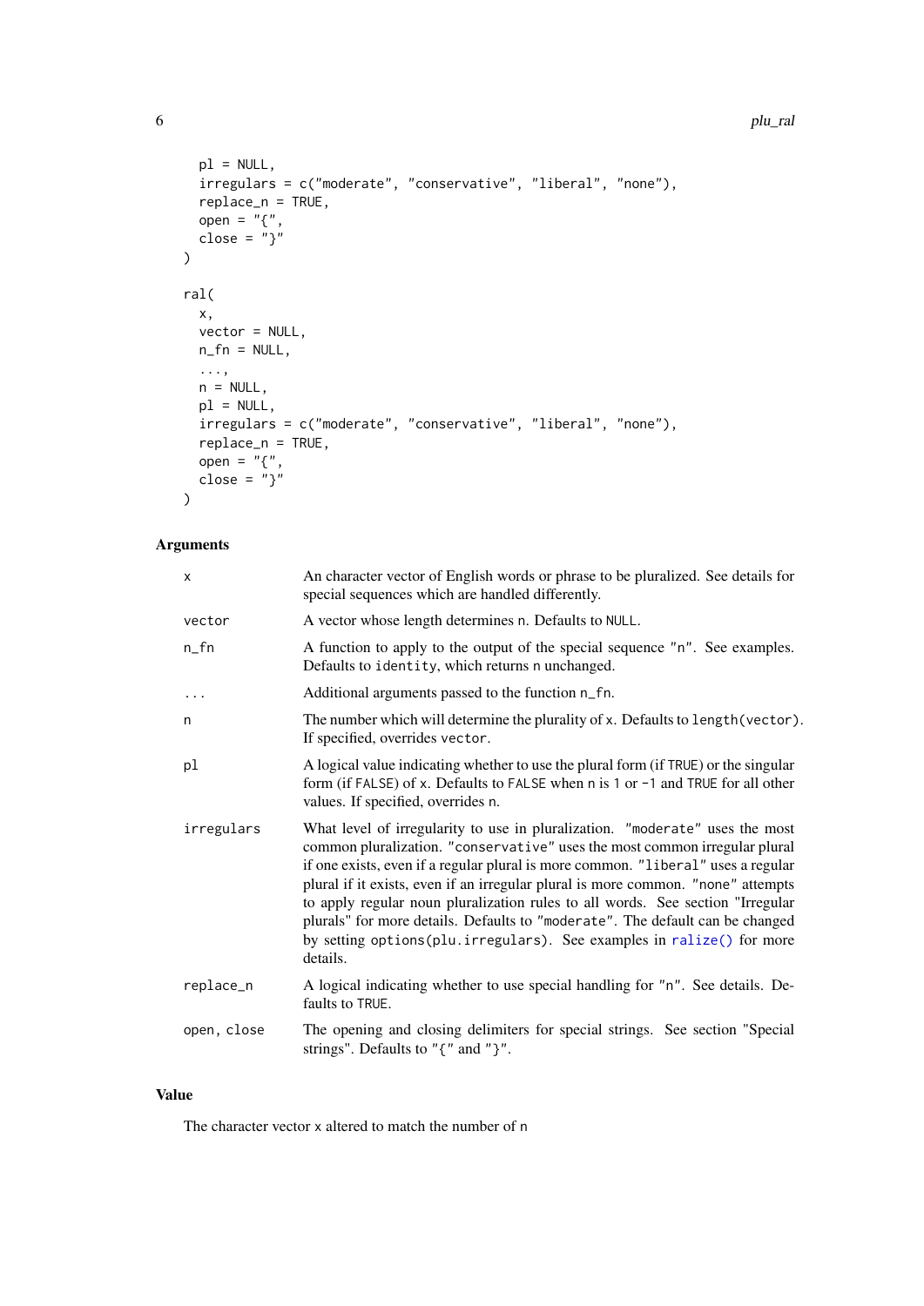```
  pl = NULL,
  irregulars = c("moderate", "conservative", "liberal", "none"),
  replace_n = TRUE,
  open = "{",
  close = "}"
)

ral(
  x,
  vector = NULL,
  n_fn = NULL,
  ...,
  n = NULL,
  pl = NULL,
  irregulars = c("moderate", "conservative", "liberal", "none"),
  replace_n = TRUE,
  open = "{",
  close = "}"
)
```

## Arguments

| | |
|---|---|
| `x` | An character vector of English words or phrase to be pluralized. See details for special sequences which are handled differently. |
| `vector` | A vector whose length determines `n`. Defaults to `NULL`. |
| `n_fn` | A function to apply to the output of the special sequence `"n"`. See examples. Defaults to `identity`, which returns `n` unchanged. |
| `...` | Additional arguments passed to the function `n_fn`. |
| `n` | The number which will determine the plurality of `x`. Defaults to `length(vector)`. If specified, overrides `vector`. |
| `pl` | A logical value indicating whether to use the plural form (if `TRUE`) or the singular form (if `FALSE`) of `x`. Defaults to `FALSE` when `n` is `1` or `-1` and `TRUE` for all other values. If specified, overrides `n`. |
| `irregulars` | What level of irregularity to use in pluralization. `"moderate"` uses the most common pluralization. `"conservative"` uses the most common irregular plural if one exists, even if a regular plural is more common. `"liberal"` uses a regular plural if it exists, even if an irregular plural is more common. `"none"` attempts to apply regular noun pluralization rules to all words. See section "Irregular plurals" for more details. Defaults to `"moderate"`. The default can be changed by setting `options(plu.irregulars)`. See examples in `ralize()` for more details. |
| `replace_n` | A logical indicating whether to use special handling for `"n"`. See details. Defaults to `TRUE`. |
| `open, close` | The opening and closing delimiters for special strings. See section "Special strings". Defaults to `"{"` and `"}"`. |

## Value

The character vector `x` altered to match the number of `n`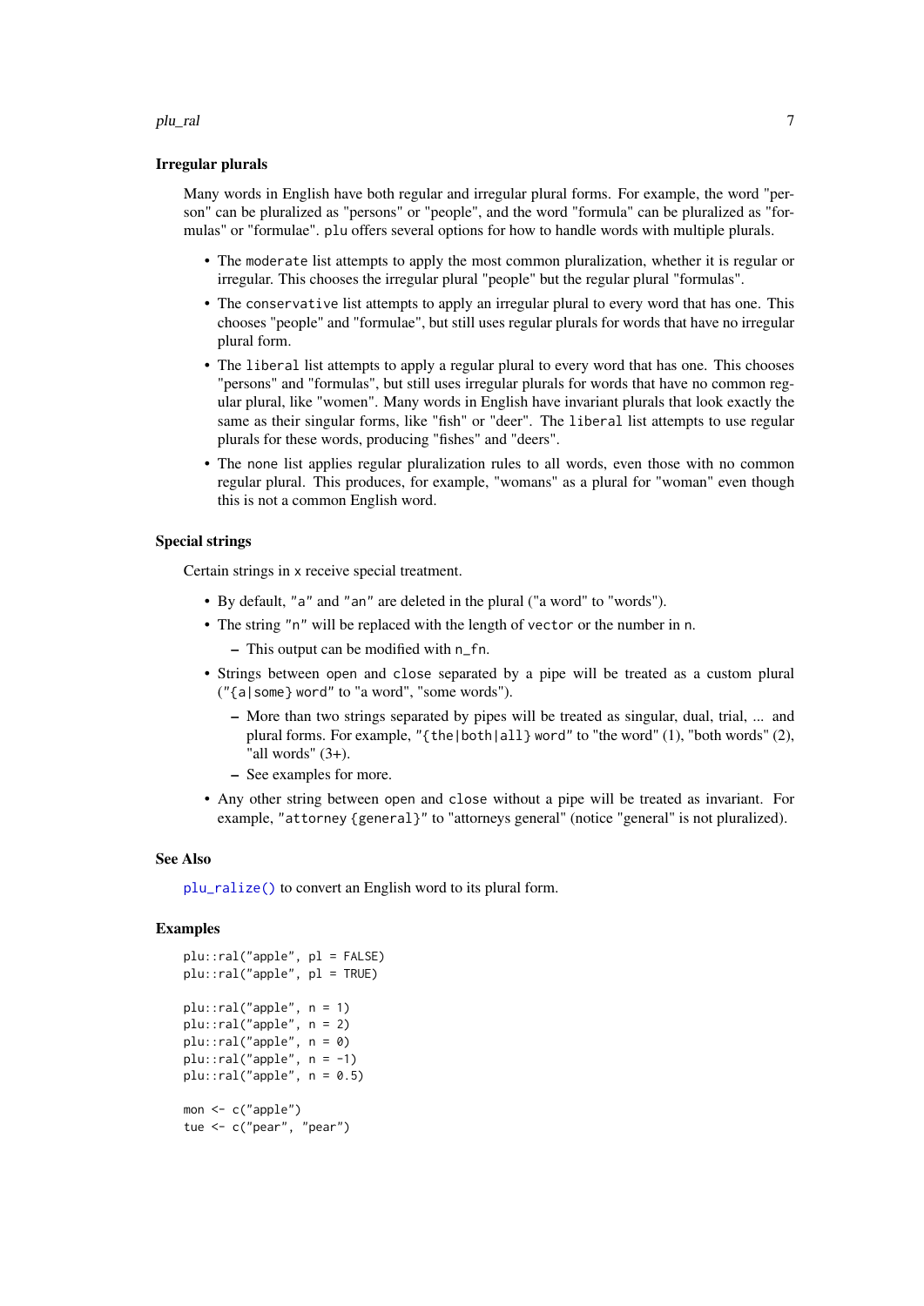## Irregular plurals

Many words in English have both regular and irregular plural forms. For example, the word "person" can be pluralized as "persons" or "people", and the word "formula" can be pluralized as "formulas" or "formulae". `plu` offers several options for how to handle words with multiple plurals.

- The `moderate` list attempts to apply the most common pluralization, whether it is regular or irregular. This chooses the irregular plural "people" but the regular plural "formulas".
- The `conservative` list attempts to apply an irregular plural to every word that has one. This chooses "people" and "formulae", but still uses regular plurals for words that have no irregular plural form.
- The `liberal` list attempts to apply a regular plural to every word that has one. This chooses "persons" and "formulas", but still uses irregular plurals for words that have no common regular plural, like "women". Many words in English have invariant plurals that look exactly the same as their singular forms, like "fish" or "deer". The `liberal` list attempts to use regular plurals for these words, producing "fishes" and "deers".
- The `none` list applies regular pluralization rules to all words, even those with no common regular plural. This produces, for example, "womans" as a plural for "woman" even though this is not a common English word.

## Special strings

Certain strings in `x` receive special treatment.

- By default, `"a"` and `"an"` are deleted in the plural ("a word" to "words").
- The string `"n"` will be replaced with the length of `vector` or the number in `n`.
  - This output can be modified with `n_fn`.
- Strings between `open` and `close` separated by a pipe will be treated as a custom plural (`"{a|some} word"` to "a word", "some words").
  - More than two strings separated by pipes will be treated as singular, dual, trial, ... and plural forms. For example, `"{the|both|all} word"` to "the word" (1), "both words" (2), "all words" (3+).
  - See examples for more.
- Any other string between `open` and `close` without a pipe will be treated as invariant. For example, `"attorney {general}"` to "attorneys general" (notice "general" is not pluralized).

## See Also

`plu_ralize()` to convert an English word to its plural form.

## Examples

```
plu::ral("apple", pl = FALSE)
plu::ral("apple", pl = TRUE)

plu::ral("apple", n = 1)
plu::ral("apple", n = 2)
plu::ral("apple", n = 0)
plu::ral("apple", n = -1)
plu::ral("apple", n = 0.5)

mon <- c("apple")
tue <- c("pear", "pear")
```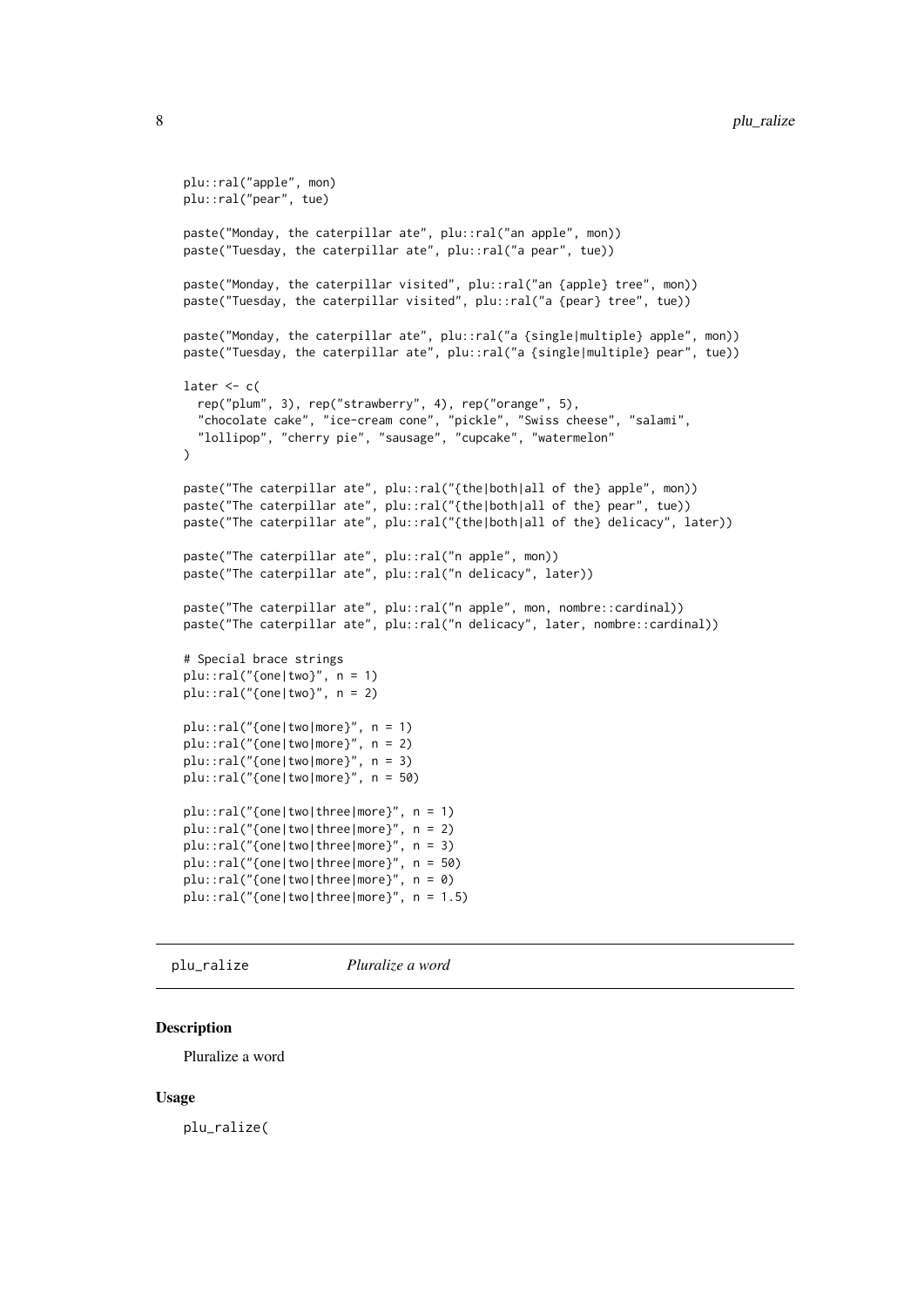```
plu::ral("apple", mon)
plu::ral("pear", tue)

paste("Monday, the caterpillar ate", plu::ral("an apple", mon))
paste("Tuesday, the caterpillar ate", plu::ral("a pear", tue))

paste("Monday, the caterpillar visited", plu::ral("an {apple} tree", mon))
paste("Tuesday, the caterpillar visited", plu::ral("a {pear} tree", tue))

paste("Monday, the caterpillar ate", plu::ral("a {single|multiple} apple", mon))
paste("Tuesday, the caterpillar ate", plu::ral("a {single|multiple} pear", tue))

later <- c(
  rep("plum", 3), rep("strawberry", 4), rep("orange", 5),
  "chocolate cake", "ice-cream cone", "pickle", "Swiss cheese", "salami",
  "lollipop", "cherry pie", "sausage", "cupcake", "watermelon"
)

paste("The caterpillar ate", plu::ral("{the|both|all of the} apple", mon))
paste("The caterpillar ate", plu::ral("{the|both|all of the} pear", tue))
paste("The caterpillar ate", plu::ral("{the|both|all of the} delicacy", later))

paste("The caterpillar ate", plu::ral("n apple", mon))
paste("The caterpillar ate", plu::ral("n delicacy", later))

paste("The caterpillar ate", plu::ral("n apple", mon, nombre::cardinal))
paste("The caterpillar ate", plu::ral("n delicacy", later, nombre::cardinal))

# Special brace strings
plu::ral("{one|two}", n = 1)
plu::ral("{one|two}", n = 2)

plu::ral("{one|two|more}", n = 1)
plu::ral("{one|two|more}", n = 2)
plu::ral("{one|two|more}", n = 3)
plu::ral("{one|two|more}", n = 50)

plu::ral("{one|two|three|more}", n = 1)
plu::ral("{one|two|three|more}", n = 2)
plu::ral("{one|two|three|more}", n = 3)
plu::ral("{one|two|three|more}", n = 50)
plu::ral("{one|two|three|more}", n = 0)
plu::ral("{one|two|three|more}", n = 1.5)
```

## plu_ralize — *Pluralize a word*

### Description

Pluralize a word

### Usage

```
plu_ralize(
```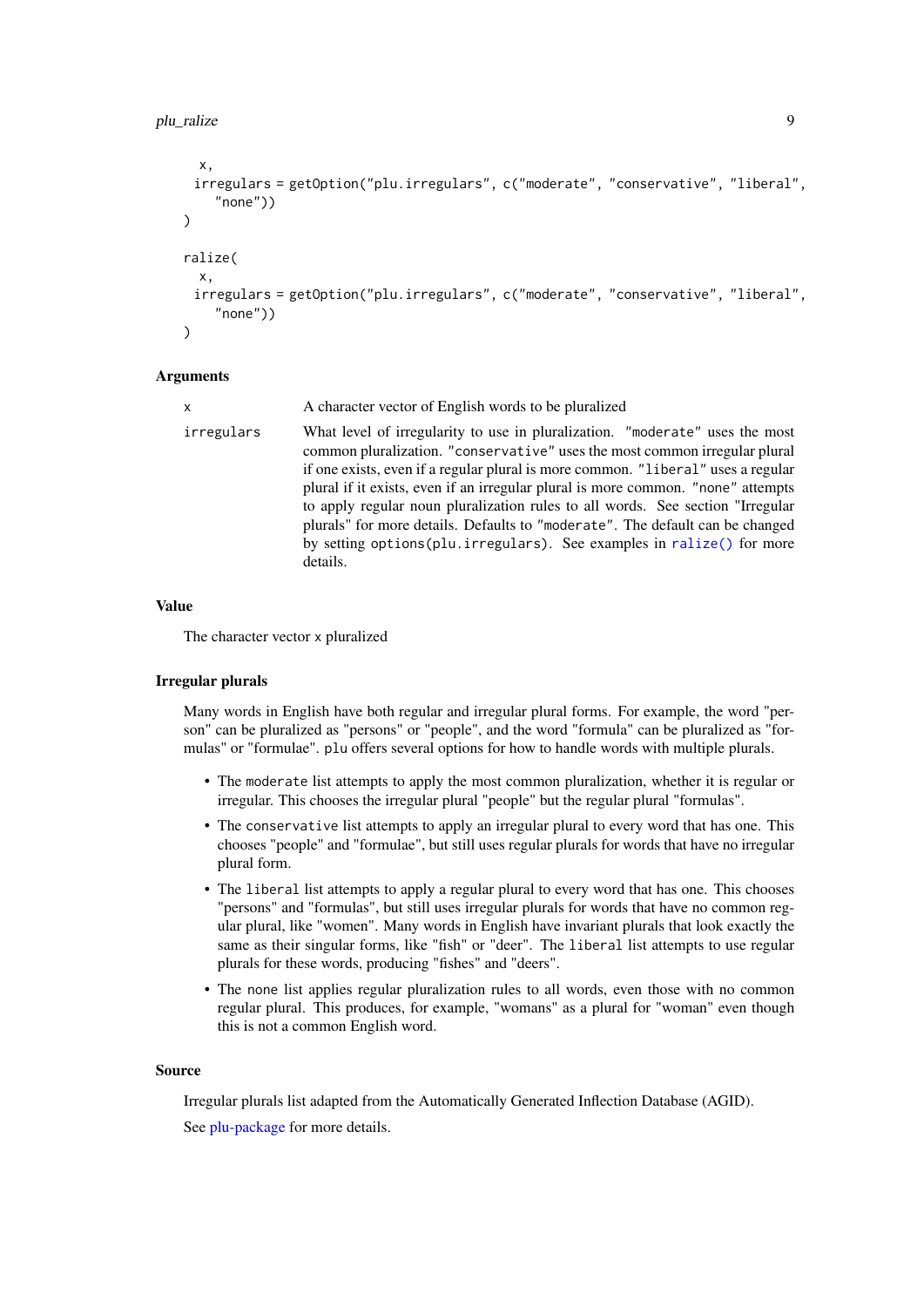```
  x,
  irregulars = getOption("plu.irregulars", c("moderate", "conservative", "liberal",
    "none"))
)

ralize(
  x,
  irregulars = getOption("plu.irregulars", c("moderate", "conservative", "liberal",
    "none"))
)
```

### Arguments

| | |
|---|---|
| x | A character vector of English words to be pluralized |
| irregulars | What level of irregularity to use in pluralization. `"moderate"` uses the most common pluralization. `"conservative"` uses the most common irregular plural if one exists, even if a regular plural is more common. `"liberal"` uses a regular plural if it exists, even if an irregular plural is more common. `"none"` attempts to apply regular noun pluralization rules to all words. See section "Irregular plurals" for more details. Defaults to `"moderate"`. The default can be changed by setting `options(plu.irregulars)`. See examples in `ralize()` for more details. |

### Value

The character vector `x` pluralized

### Irregular plurals

Many words in English have both regular and irregular plural forms. For example, the word "person" can be pluralized as "persons" or "people", and the word "formula" can be pluralized as "formulas" or "formulae". `plu` offers several options for how to handle words with multiple plurals.

- The `moderate` list attempts to apply the most common pluralization, whether it is regular or irregular. This chooses the irregular plural "people" but the regular plural "formulas".
- The `conservative` list attempts to apply an irregular plural to every word that has one. This chooses "people" and "formulae", but still uses regular plurals for words that have no irregular plural form.
- The `liberal` list attempts to apply a regular plural to every word that has one. This chooses "persons" and "formulas", but still uses irregular plurals for words that have no common regular plural, like "women". Many words in English have invariant plurals that look exactly the same as their singular forms, like "fish" or "deer". The `liberal` list attempts to use regular plurals for these words, producing "fishes" and "deers".
- The `none` list applies regular pluralization rules to all words, even those with no common regular plural. This produces, for example, "womans" as a plural for "woman" even though this is not a common English word.

### Source

Irregular plurals list adapted from the Automatically Generated Inflection Database (AGID).

See plu-package for more details.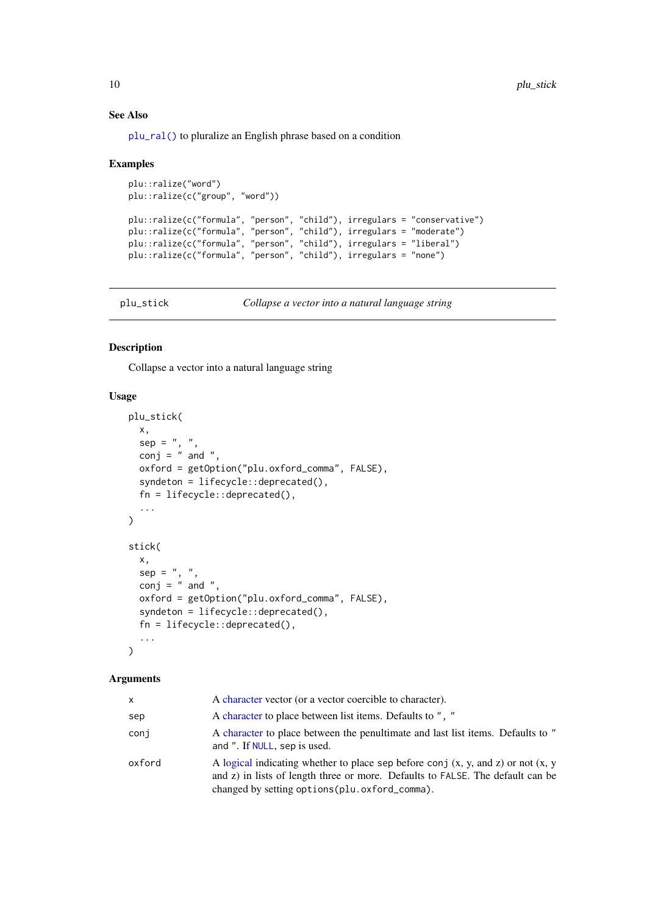### See Also

`plu_ral()` to pluralize an English phrase based on a condition

### Examples

```
plu::ralize("word")
plu::ralize(c("group", "word"))

plu::ralize(c("formula", "person", "child"), irregulars = "conservative")
plu::ralize(c("formula", "person", "child"), irregulars = "moderate")
plu::ralize(c("formula", "person", "child"), irregulars = "liberal")
plu::ralize(c("formula", "person", "child"), irregulars = "none")
```

---

## plu_stick — *Collapse a vector into a natural language string*

---

### Description

Collapse a vector into a natural language string

### Usage

```
plu_stick(
  x,
  sep = ", ",
  conj = " and ",
  oxford = getOption("plu.oxford_comma", FALSE),
  syndeton = lifecycle::deprecated(),
  fn = lifecycle::deprecated(),
  ...
)

stick(
  x,
  sep = ", ",
  conj = " and ",
  oxford = getOption("plu.oxford_comma", FALSE),
  syndeton = lifecycle::deprecated(),
  fn = lifecycle::deprecated(),
  ...
)
```

### Arguments

| | |
|---|---|
| `x` | A character vector (or a vector coercible to character). |
| `sep` | A character to place between list items. Defaults to `", "` |
| `conj` | A character to place between the penultimate and last list items. Defaults to `" and "`. If `NULL`, `sep` is used. |
| `oxford` | A logical indicating whether to place `sep` before `conj` (x, y, and z) or not (x, y and z) in lists of length three or more. Defaults to `FALSE`. The default can be changed by setting `options(plu.oxford_comma)`. |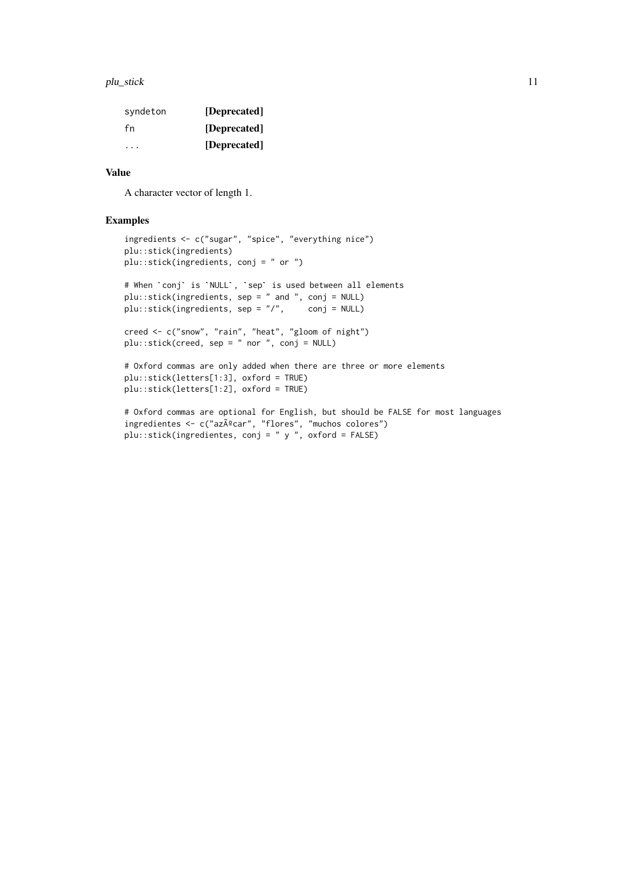| | |
|---|---|
| syndeton | **[Deprecated]** |
| fn | **[Deprecated]** |
| ... | **[Deprecated]** |

## Value

A character vector of length 1.

## Examples

```
ingredients <- c("sugar", "spice", "everything nice")
plu::stick(ingredients)
plu::stick(ingredients, conj = " or ")

# When `conj` is `NULL`, `sep` is used between all elements
plu::stick(ingredients, sep = " and ", conj = NULL)
plu::stick(ingredients, sep = "/",     conj = NULL)

creed <- c("snow", "rain", "heat", "gloom of night")
plu::stick(creed, sep = " nor ", conj = NULL)

# Oxford commas are only added when there are three or more elements
plu::stick(letters[1:3], oxford = TRUE)
plu::stick(letters[1:2], oxford = TRUE)

# Oxford commas are optional for English, but should be FALSE for most languages
ingredientes <- c("azÃºcar", "flores", "muchos colores")
plu::stick(ingredientes, conj = " y ", oxford = FALSE)
```